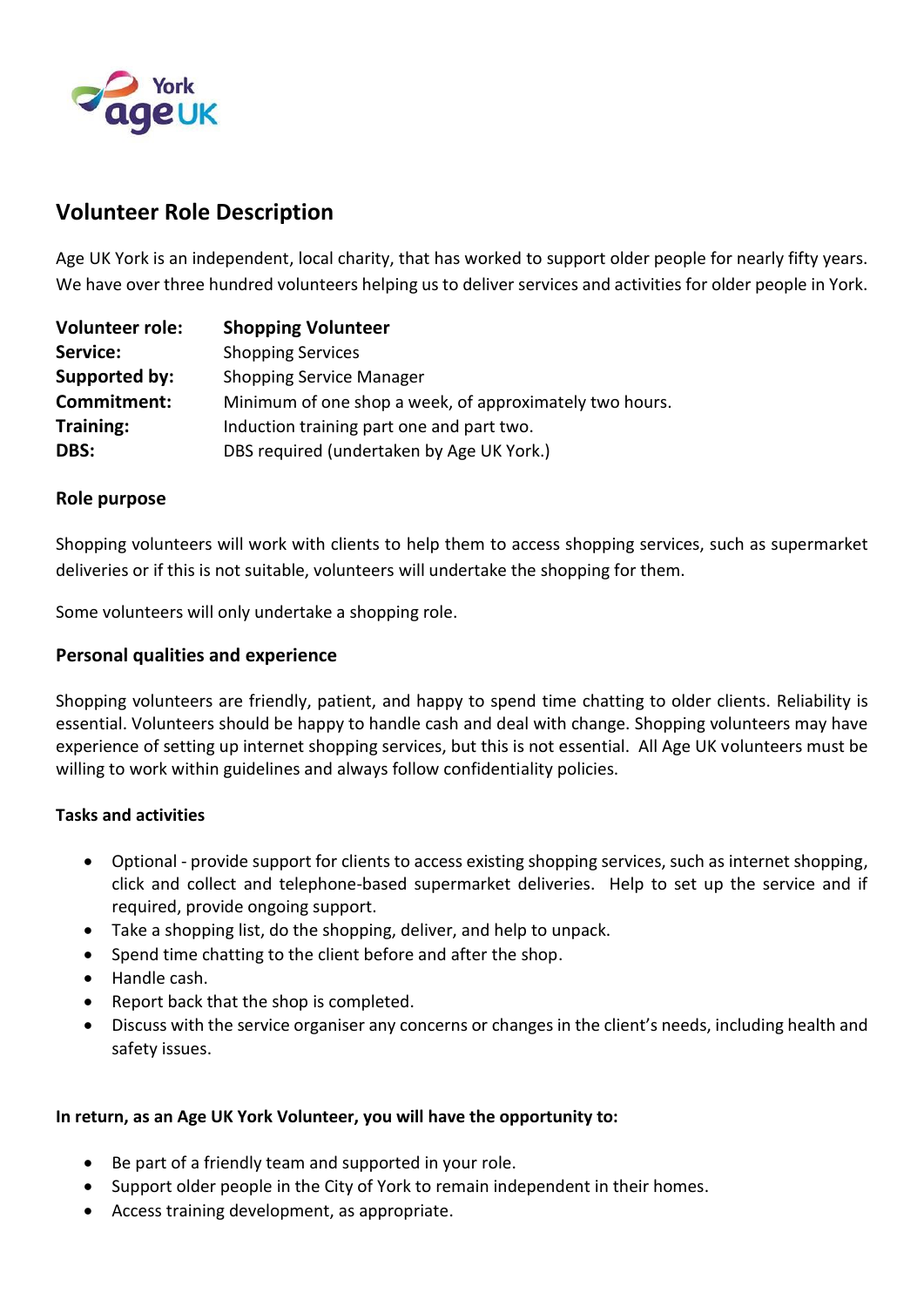York age UK

# Volunteer Role Description

Age UK York is an independent, local charity, that has worked to support older people for nearly fifty years. We have over three hundred volunteers helping us to deliver services and activities for older people in York.

| | |
|---|---|
| **Volunteer role:** | **Shopping Volunteer** |
| **Service:** | Shopping Services |
| **Supported by:** | Shopping Service Manager |
| **Commitment:** | Minimum of one shop a week, of approximately two hours. |
| **Training:** | Induction training part one and part two. |
| **DBS:** | DBS required (undertaken by Age UK York.) |

## Role purpose

Shopping volunteers will work with clients to help them to access shopping services, such as supermarket deliveries or if this is not suitable, volunteers will undertake the shopping for them.

Some volunteers will only undertake a shopping role.

## Personal qualities and experience

Shopping volunteers are friendly, patient, and happy to spend time chatting to older clients. Reliability is essential. Volunteers should be happy to handle cash and deal with change. Shopping volunteers may have experience of setting up internet shopping services, but this is not essential. All Age UK volunteers must be willing to work within guidelines and always follow confidentiality policies.

### Tasks and activities

- Optional - provide support for clients to access existing shopping services, such as internet shopping, click and collect and telephone-based supermarket deliveries. Help to set up the service and if required, provide ongoing support.
- Take a shopping list, do the shopping, deliver, and help to unpack.
- Spend time chatting to the client before and after the shop.
- Handle cash.
- Report back that the shop is completed.
- Discuss with the service organiser any concerns or changes in the client's needs, including health and safety issues.

**In return, as an Age UK York Volunteer, you will have the opportunity to:**

- Be part of a friendly team and supported in your role.
- Support older people in the City of York to remain independent in their homes.
- Access training development, as appropriate.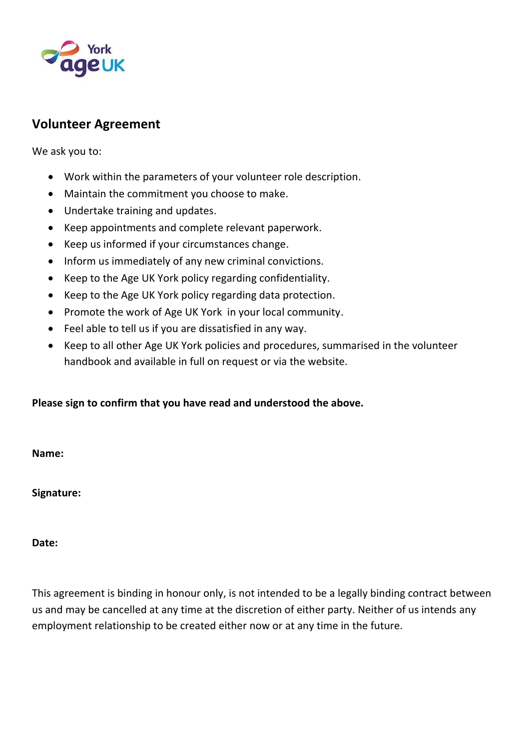York age UK

## Volunteer Agreement

We ask you to:

- Work within the parameters of your volunteer role description.
- Maintain the commitment you choose to make.
- Undertake training and updates.
- Keep appointments and complete relevant paperwork.
- Keep us informed if your circumstances change.
- Inform us immediately of any new criminal convictions.
- Keep to the Age UK York policy regarding confidentiality.
- Keep to the Age UK York policy regarding data protection.
- Promote the work of Age UK York in your local community.
- Feel able to tell us if you are dissatisfied in any way.
- Keep to all other Age UK York policies and procedures, summarised in the volunteer handbook and available in full on request or via the website.

**Please sign to confirm that you have read and understood the above.**

**Name:**

**Signature:**

**Date:**

This agreement is binding in honour only, is not intended to be a legally binding contract between us and may be cancelled at any time at the discretion of either party. Neither of us intends any employment relationship to be created either now or at any time in the future.